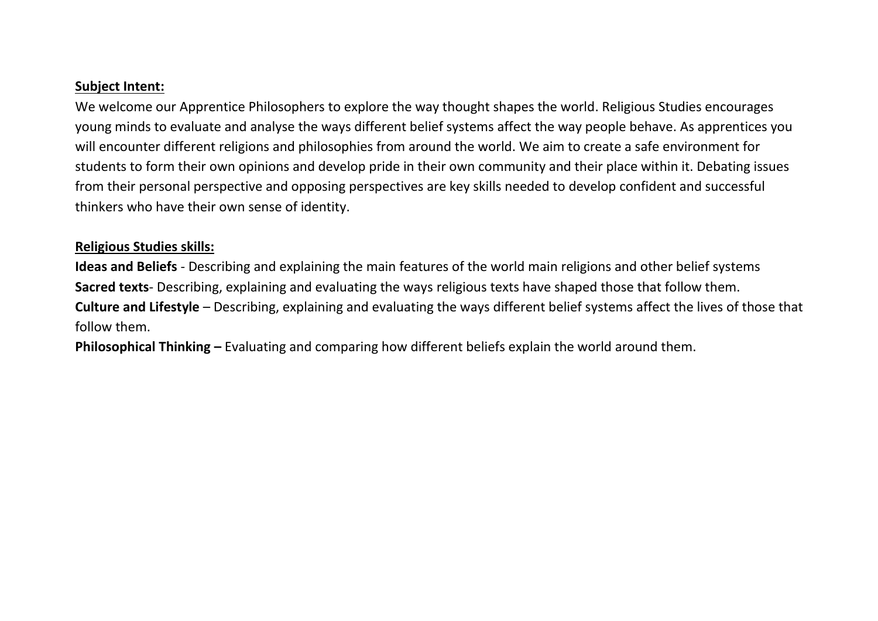**Subject Intent:**

We welcome our Apprentice Philosophers to explore the way thought shapes the world. Religious Studies encourages young minds to evaluate and analyse the ways different belief systems affect the way people behave. As apprentices you will encounter different religions and philosophies from around the world. We aim to create a safe environment for students to form their own opinions and develop pride in their own community and their place within it. Debating issues from their personal perspective and opposing perspectives are key skills needed to develop confident and successful thinkers who have their own sense of identity.

**Religious Studies skills:**

**Ideas and Beliefs** - Describing and explaining the main features of the world main religions and other belief systems
**Sacred texts**- Describing, explaining and evaluating the ways religious texts have shaped those that follow them.
**Culture and Lifestyle** – Describing, explaining and evaluating the ways different belief systems affect the lives of those that follow them.
**Philosophical Thinking –** Evaluating and comparing how different beliefs explain the world around them.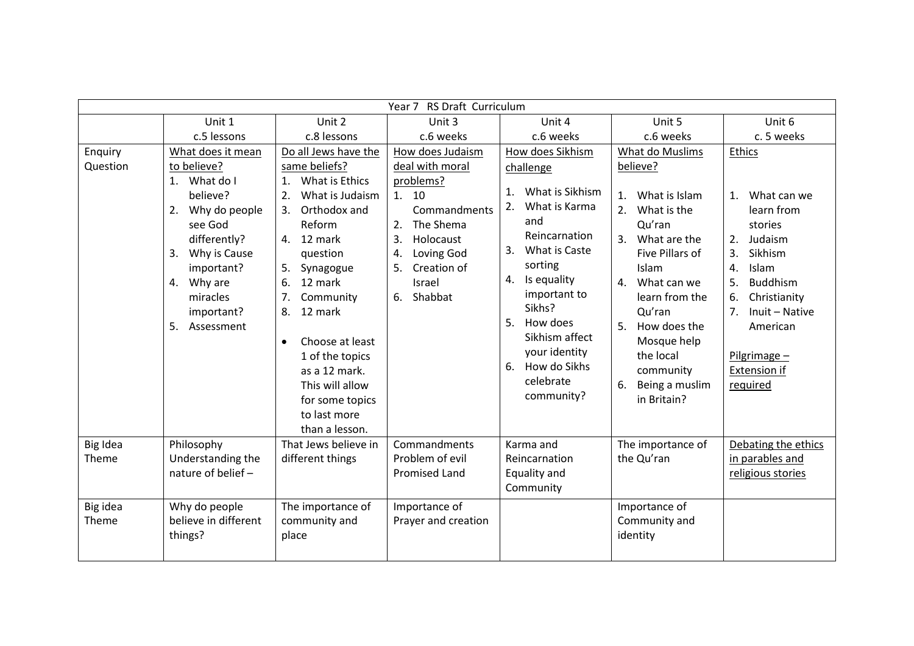| Year 7 RS Draft Curriculum | | | | | | |
|---|---|---|---|---|---|---|
| | Unit 1<br>c.5 lessons | Unit 2<br>c.8 lessons | Unit 3<br>c.6 weeks | Unit 4<br>c.6 weeks | Unit 5<br>c.6 weeks | Unit 6<br>c. 5 weeks |
| Enquiry Question | What does it mean to believe?<br>1. What do I believe?<br>2. Why do people see God differently?<br>3. Why is Cause important?<br>4. Why are miracles important?<br>5. Assessment | Do all Jews have the same beliefs?<br>1. What is Ethics<br>2. What is Judaism<br>3. Orthodox and Reform<br>4. 12 mark question<br>5. Synagogue<br>6. 12 mark<br>7. Community<br>8. 12 mark<br>• Choose at least 1 of the topics as a 12 mark. This will allow for some topics to last more than a lesson. | How does Judaism deal with moral problems?<br>1. 10 Commandments<br>2. The Shema<br>3. Holocaust<br>4. Loving God<br>5. Creation of Israel<br>6. Shabbat | How does Sikhism challenge<br>1. What is Sikhism<br>2. What is Karma and Reincarnation<br>3. What is Caste sorting<br>4. Is equality important to Sikhs?<br>5. How does Sikhism affect your identity<br>6. How do Sikhs celebrate community? | What do Muslims believe?<br>1. What is Islam<br>2. What is the Qu'ran<br>3. What are the Five Pillars of Islam<br>4. What can we learn from the Qu'ran<br>5. How does the Mosque help the local community<br>6. Being a muslim in Britain? | Ethics<br>1. What can we learn from stories<br>2. Judaism<br>3. Sikhism<br>4. Islam<br>5. Buddhism<br>6. Christianity<br>7. Inuit – Native American<br>Pilgrimage – Extension if required |
| Big Idea Theme | Philosophy Understanding the nature of belief – | That Jews believe in different things | Commandments<br>Problem of evil<br>Promised Land | Karma and Reincarnation<br>Equality and Community | The importance of the Qu'ran | Debating the ethics in parables and religious stories |
| Big idea Theme | Why do people believe in different things? | The importance of community and place | Importance of Prayer and creation | | Importance of Community and identity | |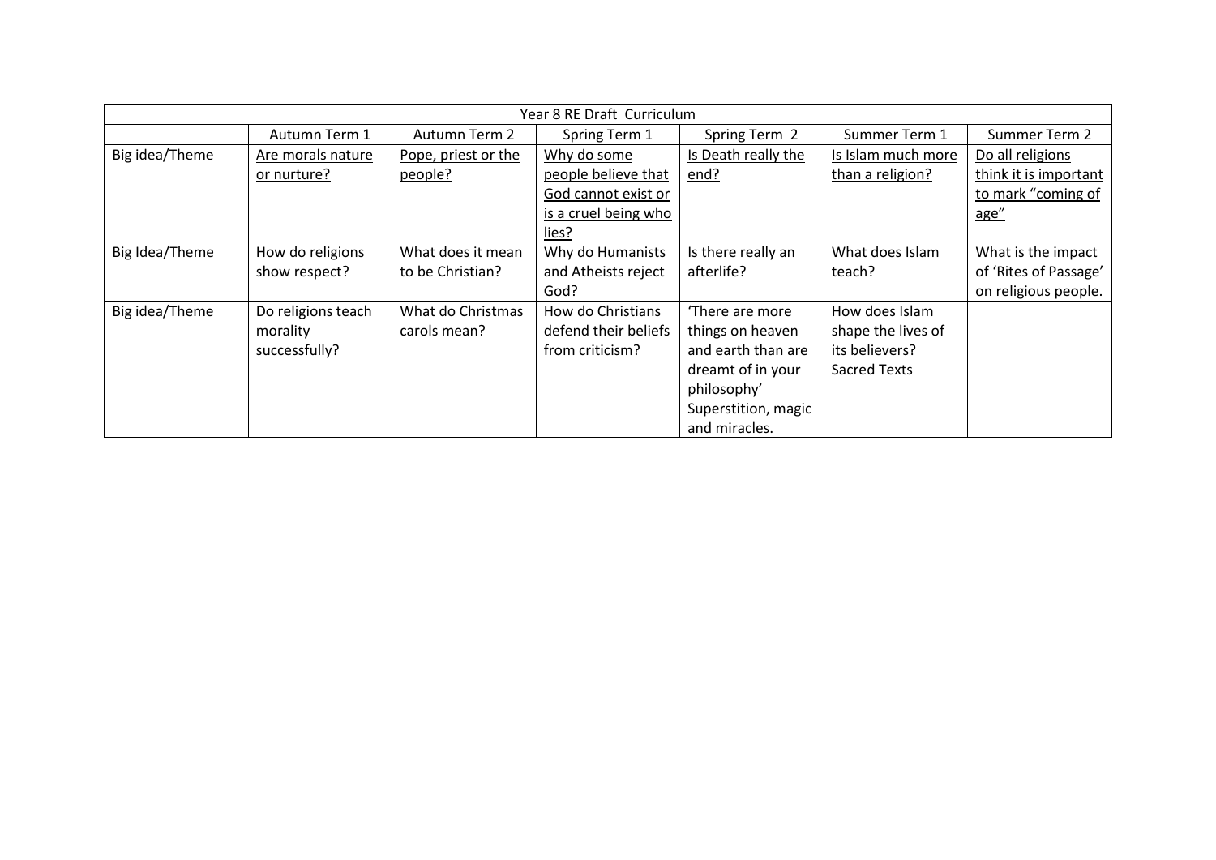| Year 8 RE Draft Curriculum | | | | | | |
|---|---|---|---|---|---|---|
| | Autumn Term 1 | Autumn Term 2 | Spring Term 1 | Spring Term 2 | Summer Term 1 | Summer Term 2 |
| Big idea/Theme | Are morals nature or nurture? | Pope, priest or the people? | Why do some people believe that God cannot exist or is a cruel being who lies? | Is Death really the end? | Is Islam much more than a religion? | Do all religions think it is important to mark "coming of age" |
| Big Idea/Theme | How do religions show respect? | What does it mean to be Christian? | Why do Humanists and Atheists reject God? | Is there really an afterlife? | What does Islam teach? | What is the impact of 'Rites of Passage' on religious people. |
| Big idea/Theme | Do religions teach morality successfully? | What do Christmas carols mean? | How do Christians defend their beliefs from criticism? | 'There are more things on heaven and earth than are dreamt of in your philosophy' Superstition, magic and miracles. | How does Islam shape the lives of its believers? Sacred Texts | |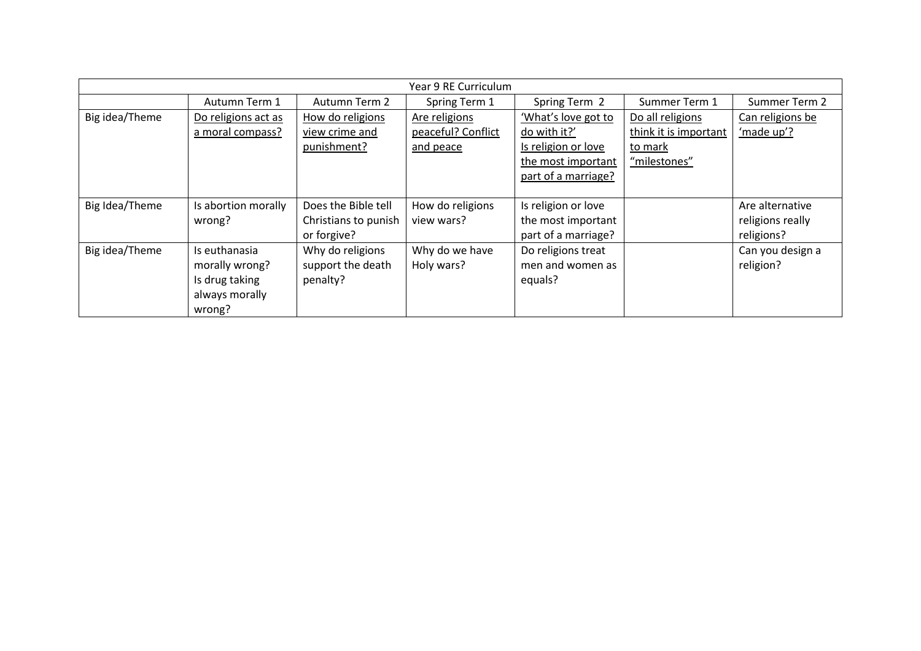| Year 9 RE Curriculum | | | | | | |
|---|---|---|---|---|---|---|
| | Autumn Term 1 | Autumn Term 2 | Spring Term 1 | Spring Term 2 | Summer Term 1 | Summer Term 2 |
| Big idea/Theme | Do religions act as a moral compass? | How do religions view crime and punishment? | Are religions peaceful? Conflict and peace | 'What's love got to do with it?' Is religion or love the most important part of a marriage? | Do all religions think it is important to mark "milestones" | Can religions be 'made up'? |
| Big Idea/Theme | Is abortion morally wrong? | Does the Bible tell Christians to punish or forgive? | How do religions view wars? | Is religion or love the most important part of a marriage? | | Are alternative religions really religions? |
| Big idea/Theme | Is euthanasia morally wrong? Is drug taking always morally wrong? | Why do religions support the death penalty? | Why do we have Holy wars? | Do religions treat men and women as equals? | | Can you design a religion? |